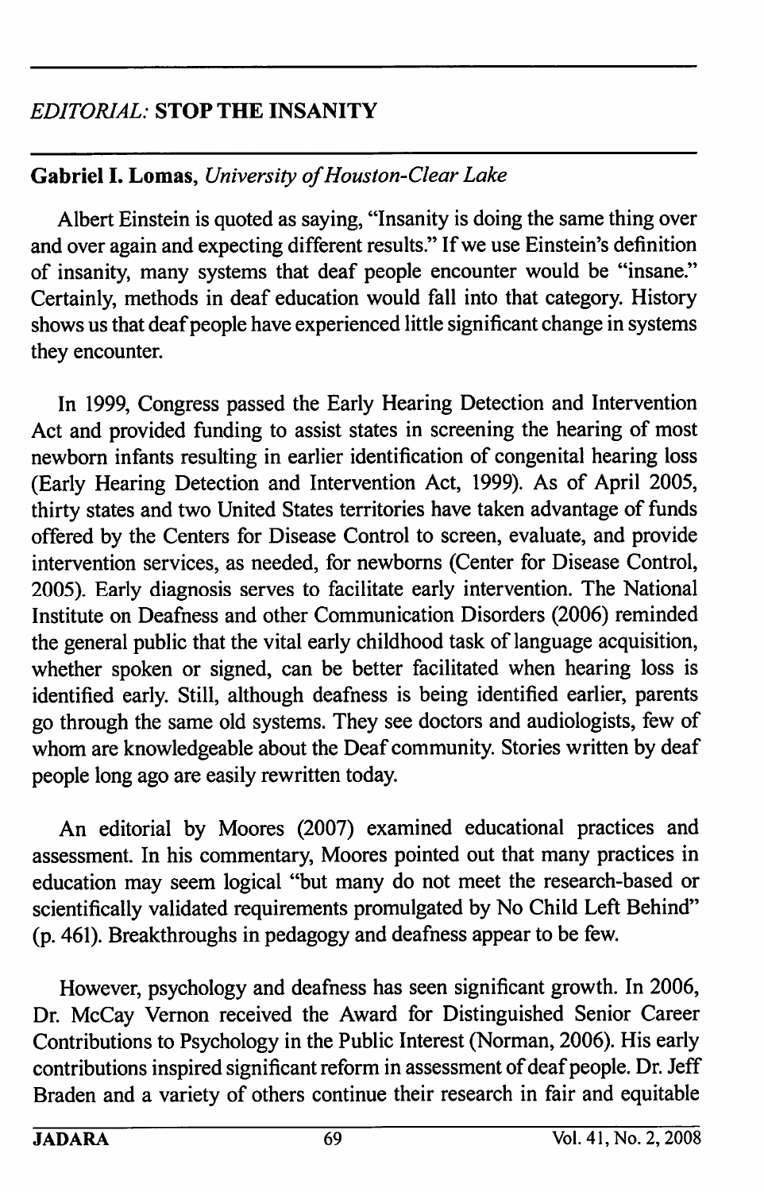## *EDITORIAL:* **STOP THE INSANITY**

**Gabriel I. Lomas**, *University of Houston-Clear Lake*

Albert Einstein is quoted as saying, "Insanity is doing the same thing over and over again and expecting different results." If we use Einstein's definition of insanity, many systems that deaf people encounter would be "insane." Certainly, methods in deaf education would fall into that category. History shows us that deaf people have experienced little significant change in systems they encounter.

In 1999, Congress passed the Early Hearing Detection and Intervention Act and provided funding to assist states in screening the hearing of most newborn infants resulting in earlier identification of congenital hearing loss (Early Hearing Detection and Intervention Act, 1999). As of April 2005, thirty states and two United States territories have taken advantage of funds offered by the Centers for Disease Control to screen, evaluate, and provide intervention services, as needed, for newborns (Center for Disease Control, 2005). Early diagnosis serves to facilitate early intervention. The National Institute on Deafness and other Communication Disorders (2006) reminded the general public that the vital early childhood task of language acquisition, whether spoken or signed, can be better facilitated when hearing loss is identified early. Still, although deafness is being identified earlier, parents go through the same old systems. They see doctors and audiologists, few of whom are knowledgeable about the Deaf community. Stories written by deaf people long ago are easily rewritten today.

An editorial by Moores (2007) examined educational practices and assessment. In his commentary, Moores pointed out that many practices in education may seem logical "but many do not meet the research-based or scientifically validated requirements promulgated by No Child Left Behind" (p. 461). Breakthroughs in pedagogy and deafness appear to be few.

However, psychology and deafness has seen significant growth. In 2006, Dr. McCay Vernon received the Award for Distinguished Senior Career Contributions to Psychology in the Public Interest (Norman, 2006). His early contributions inspired significant reform in assessment of deaf people. Dr. Jeff Braden and a variety of others continue their research in fair and equitable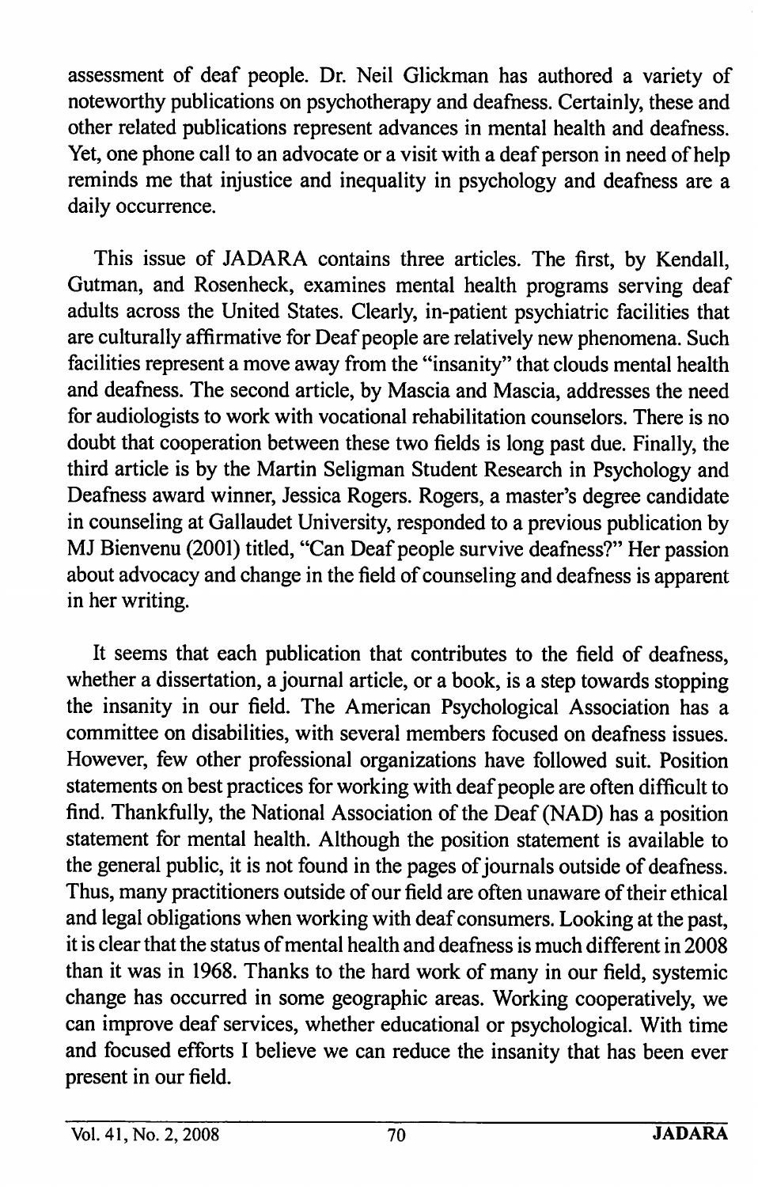assessment of deaf people. Dr. Neil Glickman has authored a variety of noteworthy publications on psychotherapy and deafness. Certainly, these and other related publications represent advances in mental health and deafness. Yet, one phone call to an advocate or a visit with a deaf person in need of help reminds me that injustice and inequality in psychology and deafness are a daily occurrence.

This issue of JADARA contains three articles. The first, by Kendall, Gutman, and Rosenheck, examines mental health programs serving deaf adults across the United States. Clearly, in-patient psychiatric facilities that are culturally affirmative for Deaf people are relatively new phenomena. Such facilities represent a move away from the "insanity" that clouds mental health and deafness. The second article, by Mascia and Mascia, addresses the need for audiologists to work with vocational rehabilitation counselors. There is no doubt that cooperation between these two fields is long past due. Finally, the third article is by the Martin Seligman Student Research in Psychology and Deafness award winner, Jessica Rogers. Rogers, a master's degree candidate in counseling at Gallaudet University, responded to a previous publication by MJ Bienvenu (2001) titled, "Can Deaf people survive deafness?" Her passion about advocacy and change in the field of counseling and deafness is apparent in her writing.

It seems that each publication that contributes to the field of deafness, whether a dissertation, a journal article, or a book, is a step towards stopping the insanity in our field. The American Psychological Association has a committee on disabilities, with several members focused on deafness issues. However, few other professional organizations have followed suit. Position statements on best practices for working with deaf people are often difficult to find. Thankfully, the National Association of the Deaf (NAD) has a position statement for mental health. Although the position statement is available to the general public, it is not found in the pages of journals outside of deafness. Thus, many practitioners outside of our field are often unaware of their ethical and legal obligations when working with deaf consumers. Looking at the past, it is clear that the status of mental health and deafness is much different in 2008 than it was in 1968. Thanks to the hard work of many in our field, systemic change has occurred in some geographic areas. Working cooperatively, we can improve deaf services, whether educational or psychological. With time and focused efforts I believe we can reduce the insanity that has been ever present in our field.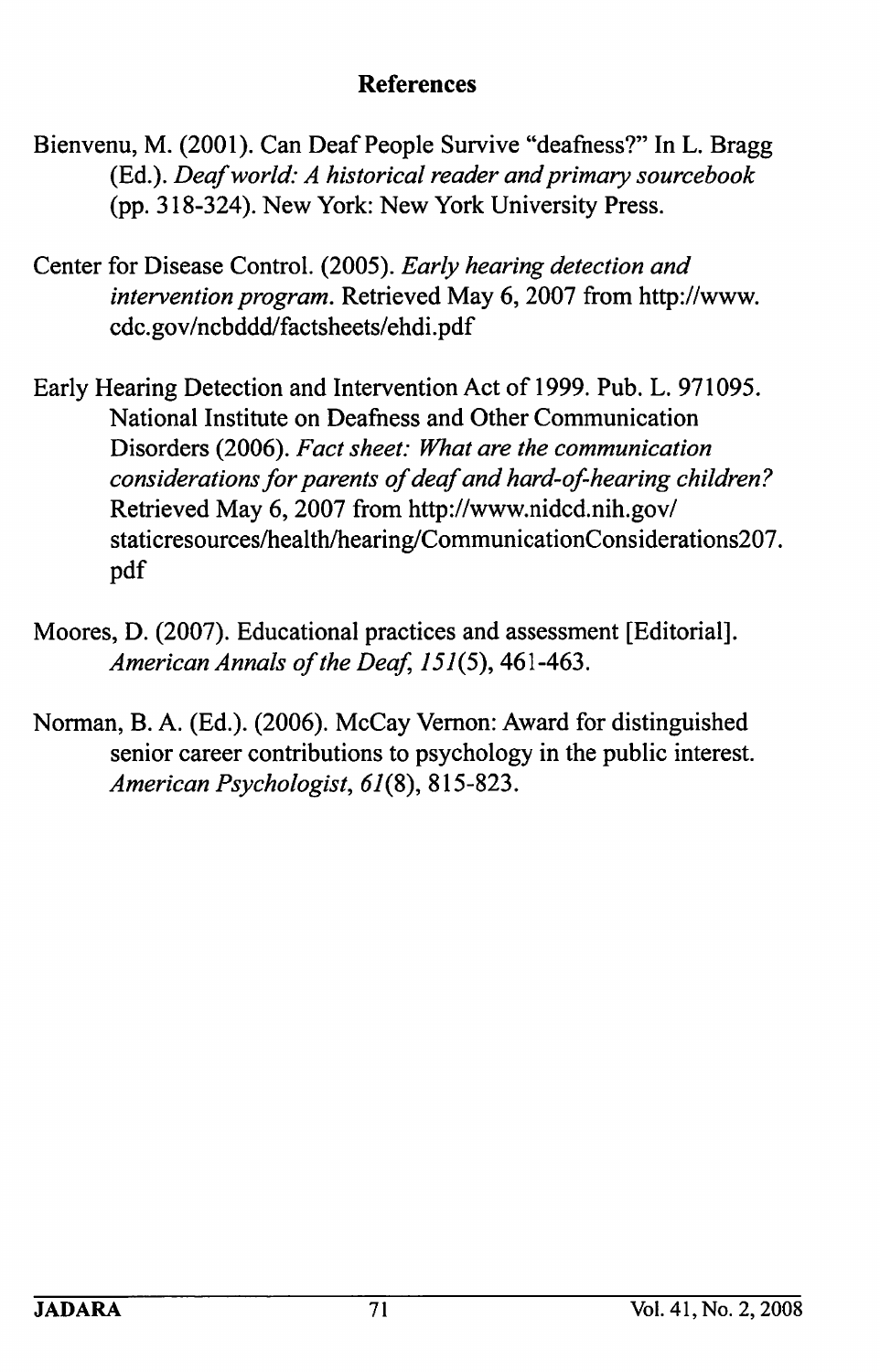## References

Bienvenu, M. (2001). Can Deaf People Survive "deafness?" In L. Bragg (Ed.). *Deaf world: A historical reader and primary sourcebook* (pp. 318-324). New York: New York University Press.

Center for Disease Control. (2005). *Early hearing detection and intervention program.* Retrieved May 6, 2007 from http://www.cdc.gov/ncbddd/factsheets/ehdi.pdf

Early Hearing Detection and Intervention Act of 1999. Pub. L. 971095. National Institute on Deafness and Other Communication Disorders (2006). *Fact sheet: What are the communication considerations for parents of deaf and hard-of-hearing children?* Retrieved May 6, 2007 from http://www.nidcd.nih.gov/staticresources/health/hearing/CommunicationConsiderations207.pdf

Moores, D. (2007). Educational practices and assessment [Editorial]. *American Annals of the Deaf, 151*(5), 461-463.

Norman, B. A. (Ed.). (2006). McCay Vernon: Award for distinguished senior career contributions to psychology in the public interest. *American Psychologist, 61*(8), 815-823.